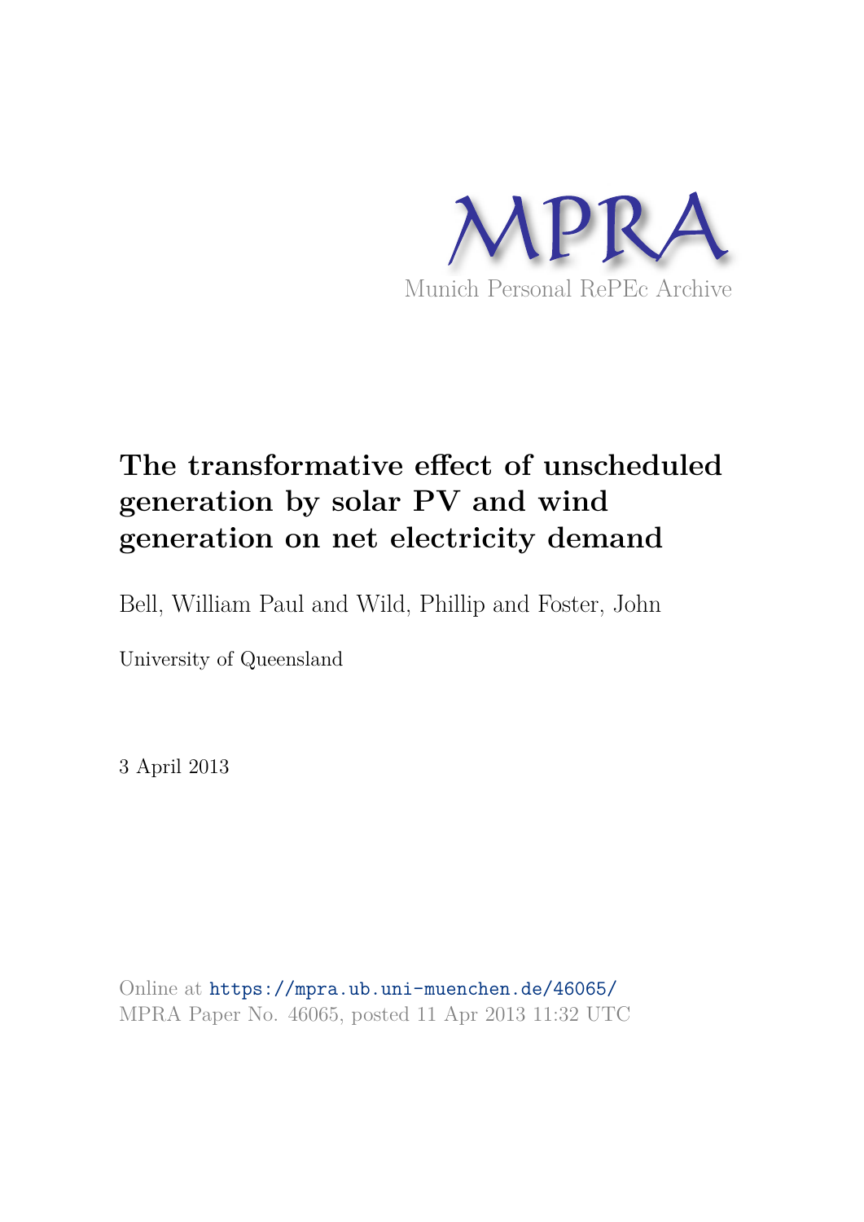MPRA

Munich Personal RePEc Archive

# The transformative effect of unscheduled generation by solar PV and wind generation on net electricity demand

Bell, William Paul and Wild, Phillip and Foster, John

University of Queensland

3 April 2013

Online at https://mpra.ub.uni-muenchen.de/46065/
MPRA Paper No. 46065, posted 11 Apr 2013 11:32 UTC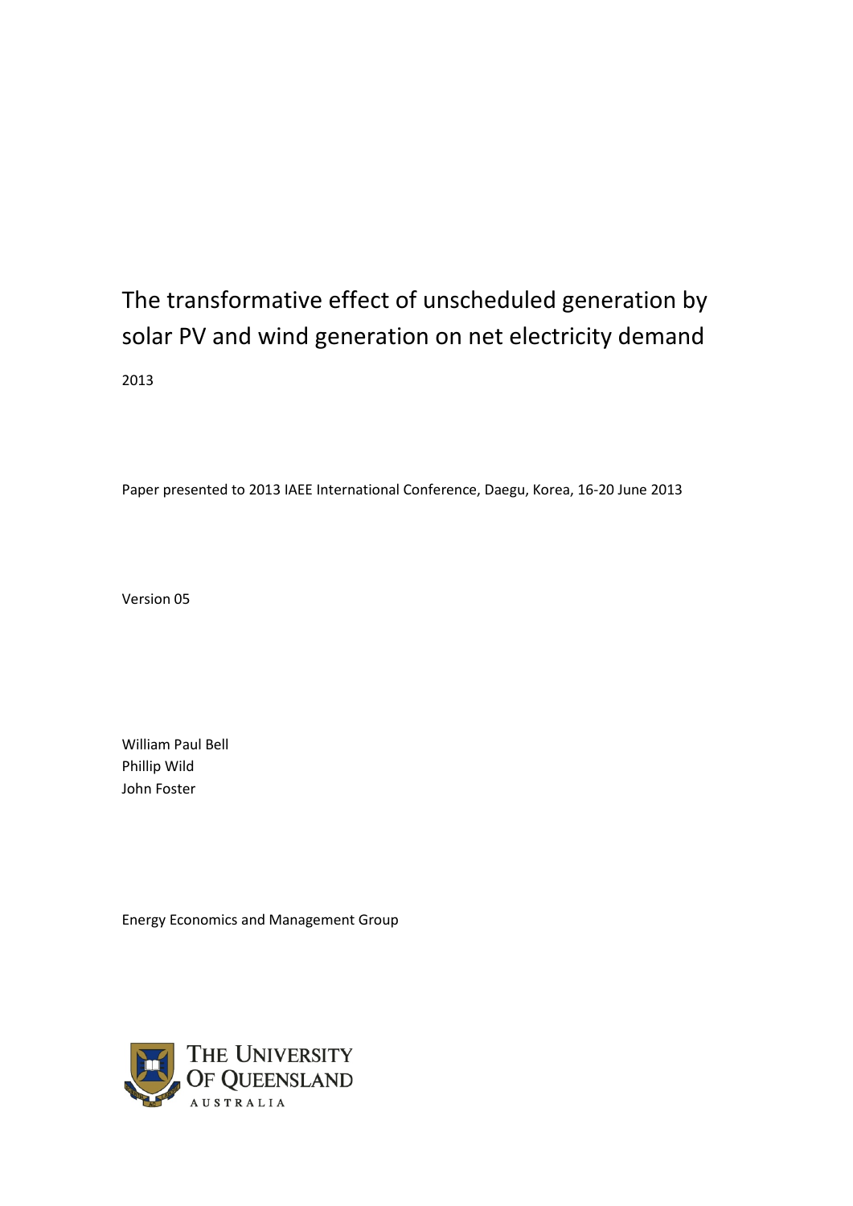# The transformative effect of unscheduled generation by solar PV and wind generation on net electricity demand

2013

Paper presented to 2013 IAEE International Conference, Daegu, Korea, 16-20 June 2013

Version 05

William Paul Bell
Phillip Wild
John Foster

Energy Economics and Management Group

THE UNIVERSITY OF QUEENSLAND
AUSTRALIA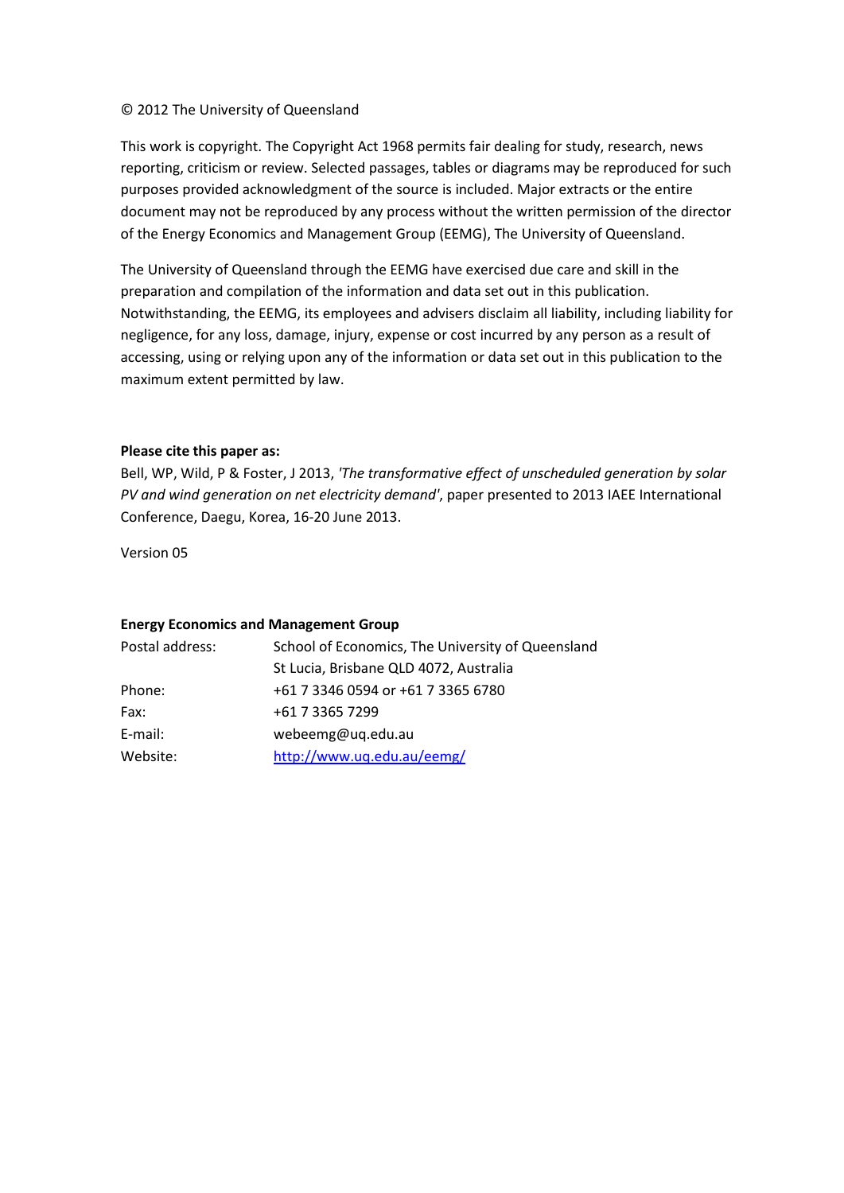© 2012 The University of Queensland

This work is copyright. The Copyright Act 1968 permits fair dealing for study, research, news reporting, criticism or review. Selected passages, tables or diagrams may be reproduced for such purposes provided acknowledgment of the source is included. Major extracts or the entire document may not be reproduced by any process without the written permission of the director of the Energy Economics and Management Group (EEMG), The University of Queensland.

The University of Queensland through the EEMG have exercised due care and skill in the preparation and compilation of the information and data set out in this publication. Notwithstanding, the EEMG, its employees and advisers disclaim all liability, including liability for negligence, for any loss, damage, injury, expense or cost incurred by any person as a result of accessing, using or relying upon any of the information or data set out in this publication to the maximum extent permitted by law.

**Please cite this paper as:**

Bell, WP, Wild, P & Foster, J 2013, *'The transformative effect of unscheduled generation by solar PV and wind generation on net electricity demand'*, paper presented to 2013 IAEE International Conference, Daegu, Korea, 16-20 June 2013.

Version 05

**Energy Economics and Management Group**

| | |
|---|---|
| Postal address: | School of Economics, The University of Queensland |
| | St Lucia, Brisbane QLD 4072, Australia |
| Phone: | +61 7 3346 0594 or +61 7 3365 6780 |
| Fax: | +61 7 3365 7299 |
| E-mail: | webeemg@uq.edu.au |
| Website: | [http://www.uq.edu.au/eemg/](http://www.uq.edu.au/eemg/) |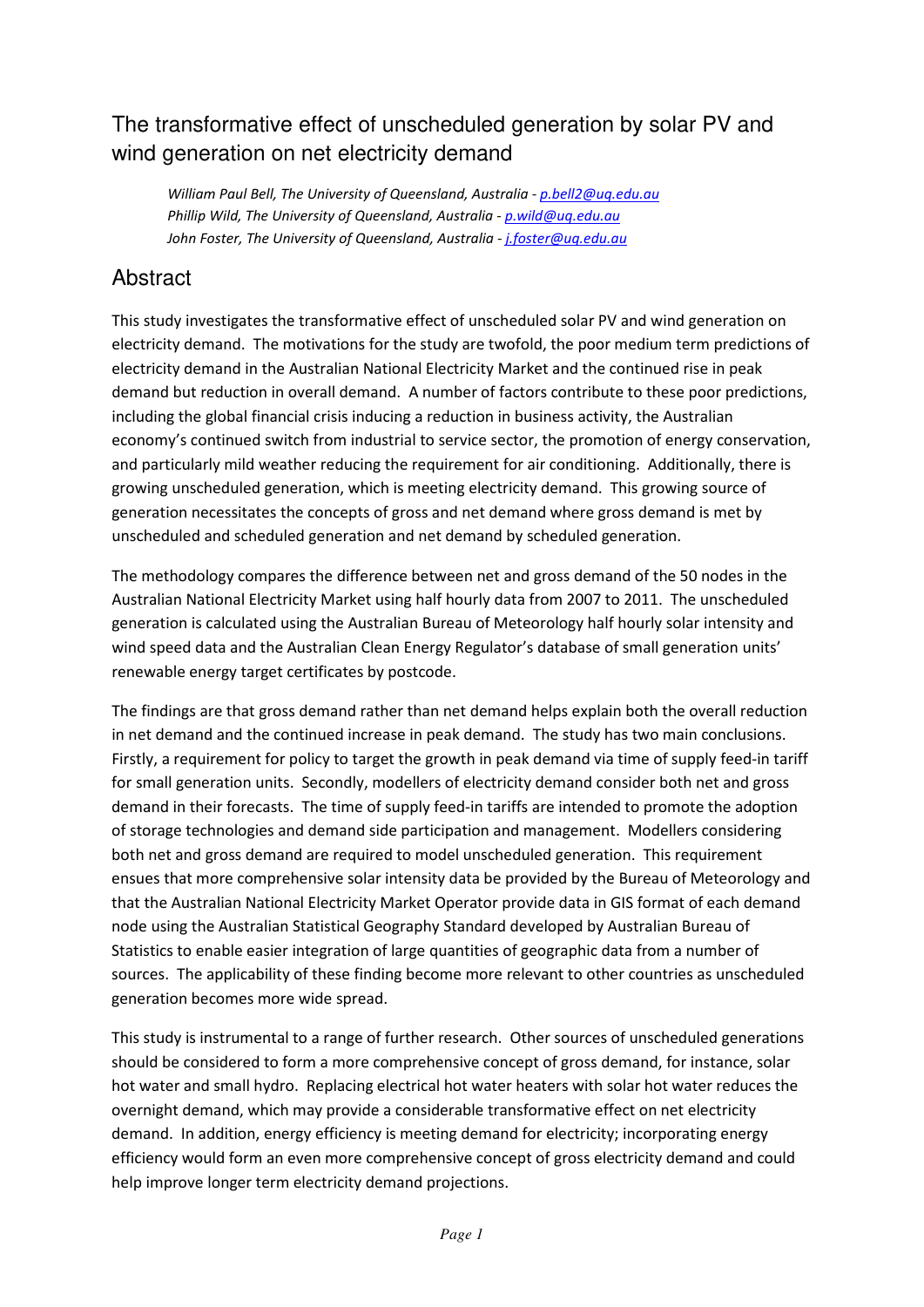# The transformative effect of unscheduled generation by solar PV and wind generation on net electricity demand

*William Paul Bell, The University of Queensland, Australia - p.bell2@uq.edu.au*
*Phillip Wild, The University of Queensland, Australia - p.wild@uq.edu.au*
*John Foster, The University of Queensland, Australia - j.foster@uq.edu.au*

## Abstract

This study investigates the transformative effect of unscheduled solar PV and wind generation on electricity demand. The motivations for the study are twofold, the poor medium term predictions of electricity demand in the Australian National Electricity Market and the continued rise in peak demand but reduction in overall demand. A number of factors contribute to these poor predictions, including the global financial crisis inducing a reduction in business activity, the Australian economy's continued switch from industrial to service sector, the promotion of energy conservation, and particularly mild weather reducing the requirement for air conditioning. Additionally, there is growing unscheduled generation, which is meeting electricity demand. This growing source of generation necessitates the concepts of gross and net demand where gross demand is met by unscheduled and scheduled generation and net demand by scheduled generation.

The methodology compares the difference between net and gross demand of the 50 nodes in the Australian National Electricity Market using half hourly data from 2007 to 2011. The unscheduled generation is calculated using the Australian Bureau of Meteorology half hourly solar intensity and wind speed data and the Australian Clean Energy Regulator's database of small generation units' renewable energy target certificates by postcode.

The findings are that gross demand rather than net demand helps explain both the overall reduction in net demand and the continued increase in peak demand. The study has two main conclusions. Firstly, a requirement for policy to target the growth in peak demand via time of supply feed-in tariff for small generation units. Secondly, modellers of electricity demand consider both net and gross demand in their forecasts. The time of supply feed-in tariffs are intended to promote the adoption of storage technologies and demand side participation and management. Modellers considering both net and gross demand are required to model unscheduled generation. This requirement ensues that more comprehensive solar intensity data be provided by the Bureau of Meteorology and that the Australian National Electricity Market Operator provide data in GIS format of each demand node using the Australian Statistical Geography Standard developed by Australian Bureau of Statistics to enable easier integration of large quantities of geographic data from a number of sources. The applicability of these finding become more relevant to other countries as unscheduled generation becomes more wide spread.

This study is instrumental to a range of further research. Other sources of unscheduled generations should be considered to form a more comprehensive concept of gross demand, for instance, solar hot water and small hydro. Replacing electrical hot water heaters with solar hot water reduces the overnight demand, which may provide a considerable transformative effect on net electricity demand. In addition, energy efficiency is meeting demand for electricity; incorporating energy efficiency would form an even more comprehensive concept of gross electricity demand and could help improve longer term electricity demand projections.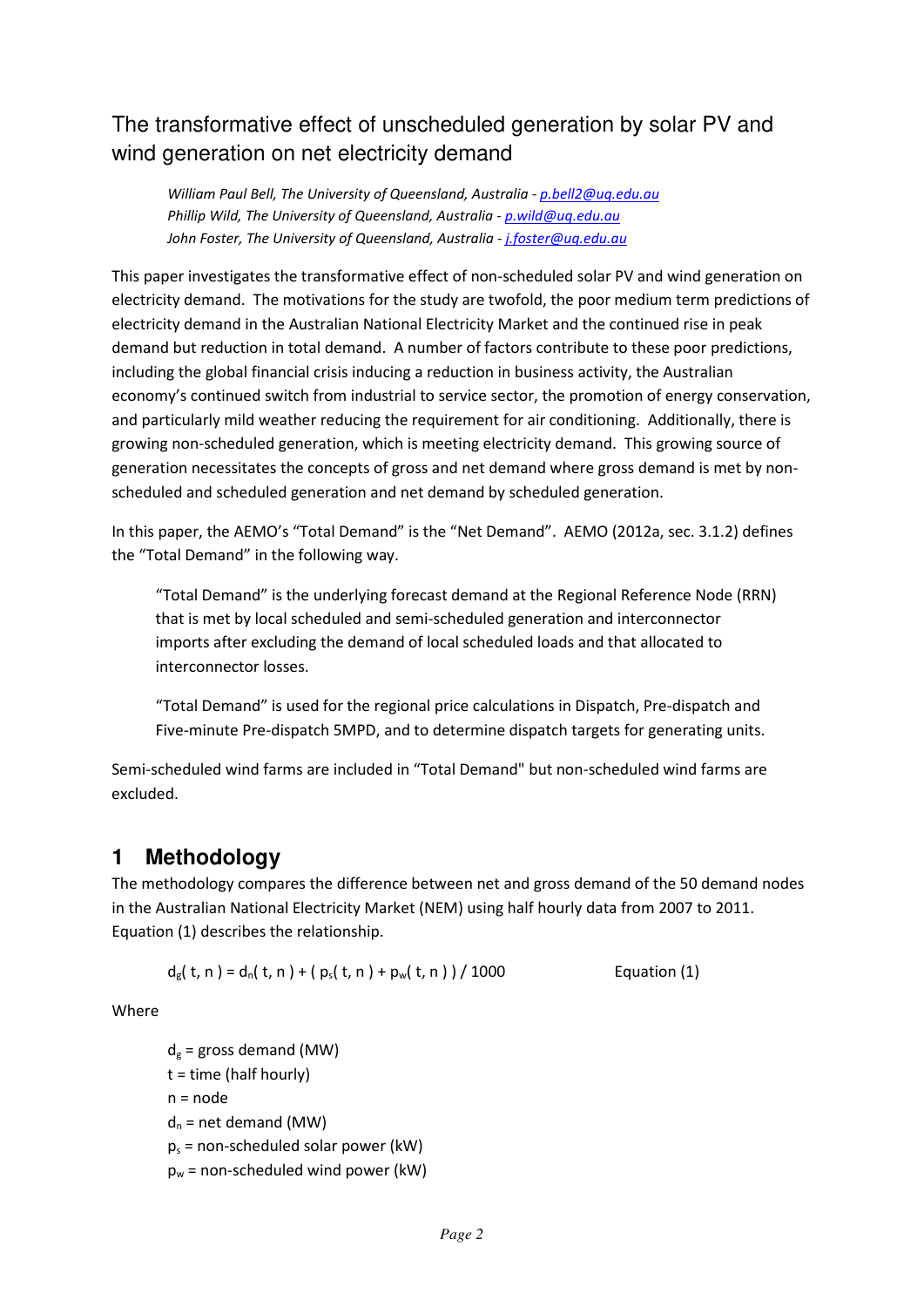# The transformative effect of unscheduled generation by solar PV and wind generation on net electricity demand

*William Paul Bell, The University of Queensland, Australia - p.bell2@uq.edu.au*
*Phillip Wild, The University of Queensland, Australia - p.wild@uq.edu.au*
*John Foster, The University of Queensland, Australia - j.foster@uq.edu.au*

This paper investigates the transformative effect of non-scheduled solar PV and wind generation on electricity demand. The motivations for the study are twofold, the poor medium term predictions of electricity demand in the Australian National Electricity Market and the continued rise in peak demand but reduction in total demand. A number of factors contribute to these poor predictions, including the global financial crisis inducing a reduction in business activity, the Australian economy's continued switch from industrial to service sector, the promotion of energy conservation, and particularly mild weather reducing the requirement for air conditioning. Additionally, there is growing non-scheduled generation, which is meeting electricity demand. This growing source of generation necessitates the concepts of gross and net demand where gross demand is met by non-scheduled and scheduled generation and net demand by scheduled generation.

In this paper, the AEMO's "Total Demand" is the "Net Demand". AEMO (2012a, sec. 3.1.2) defines the "Total Demand" in the following way.

> "Total Demand" is the underlying forecast demand at the Regional Reference Node (RRN) that is met by local scheduled and semi-scheduled generation and interconnector imports after excluding the demand of local scheduled loads and that allocated to interconnector losses.
>
> "Total Demand" is used for the regional price calculations in Dispatch, Pre-dispatch and Five-minute Pre-dispatch 5MPD, and to determine dispatch targets for generating units.

Semi-scheduled wind farms are included in "Total Demand" but non-scheduled wind farms are excluded.

## 1 Methodology

The methodology compares the difference between net and gross demand of the 50 demand nodes in the Australian National Electricity Market (NEM) using half hourly data from 2007 to 2011. Equation (1) describes the relationship.

$$d_g(t, n) = d_n(t, n) + (p_s(t, n) + p_w(t, n)) / 1000 \qquad \text{Equation (1)}$$

Where

- $d_g$ = gross demand (MW)
- $t$ = time (half hourly)
- $n$ = node
- $d_n$ = net demand (MW)
- $p_s$ = non-scheduled solar power (kW)
- $p_w$ = non-scheduled wind power (kW)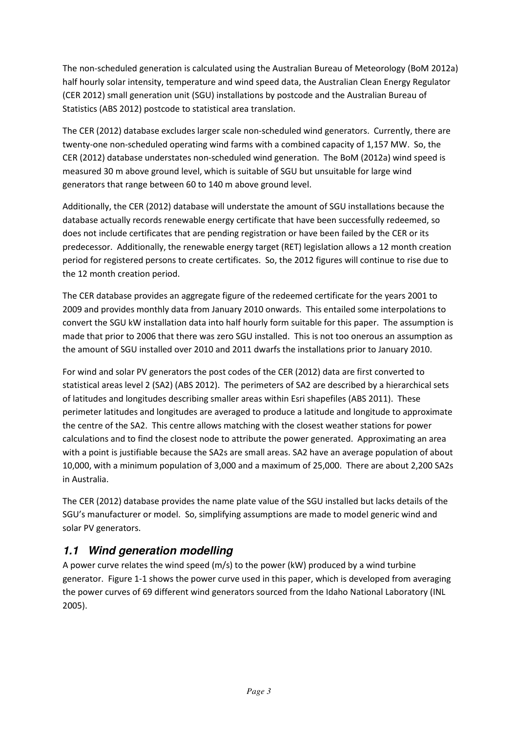The non-scheduled generation is calculated using the Australian Bureau of Meteorology (BoM 2012a) half hourly solar intensity, temperature and wind speed data, the Australian Clean Energy Regulator (CER 2012) small generation unit (SGU) installations by postcode and the Australian Bureau of Statistics (ABS 2012) postcode to statistical area translation.

The CER (2012) database excludes larger scale non-scheduled wind generators. Currently, there are twenty-one non-scheduled operating wind farms with a combined capacity of 1,157 MW. So, the CER (2012) database understates non-scheduled wind generation. The BoM (2012a) wind speed is measured 30 m above ground level, which is suitable of SGU but unsuitable for large wind generators that range between 60 to 140 m above ground level.

Additionally, the CER (2012) database will understate the amount of SGU installations because the database actually records renewable energy certificate that have been successfully redeemed, so does not include certificates that are pending registration or have been failed by the CER or its predecessor. Additionally, the renewable energy target (RET) legislation allows a 12 month creation period for registered persons to create certificates. So, the 2012 figures will continue to rise due to the 12 month creation period.

The CER database provides an aggregate figure of the redeemed certificate for the years 2001 to 2009 and provides monthly data from January 2010 onwards. This entailed some interpolations to convert the SGU kW installation data into half hourly form suitable for this paper. The assumption is made that prior to 2006 that there was zero SGU installed. This is not too onerous an assumption as the amount of SGU installed over 2010 and 2011 dwarfs the installations prior to January 2010.

For wind and solar PV generators the post codes of the CER (2012) data are first converted to statistical areas level 2 (SA2) (ABS 2012). The perimeters of SA2 are described by a hierarchical sets of latitudes and longitudes describing smaller areas within Esri shapefiles (ABS 2011). These perimeter latitudes and longitudes are averaged to produce a latitude and longitude to approximate the centre of the SA2. This centre allows matching with the closest weather stations for power calculations and to find the closest node to attribute the power generated. Approximating an area with a point is justifiable because the SA2s are small areas. SA2 have an average population of about 10,000, with a minimum population of 3,000 and a maximum of 25,000. There are about 2,200 SA2s in Australia.

The CER (2012) database provides the name plate value of the SGU installed but lacks details of the SGU's manufacturer or model. So, simplifying assumptions are made to model generic wind and solar PV generators.

## 1.1 Wind generation modelling

A power curve relates the wind speed (m/s) to the power (kW) produced by a wind turbine generator. Figure 1-1 shows the power curve used in this paper, which is developed from averaging the power curves of 69 different wind generators sourced from the Idaho National Laboratory (INL 2005).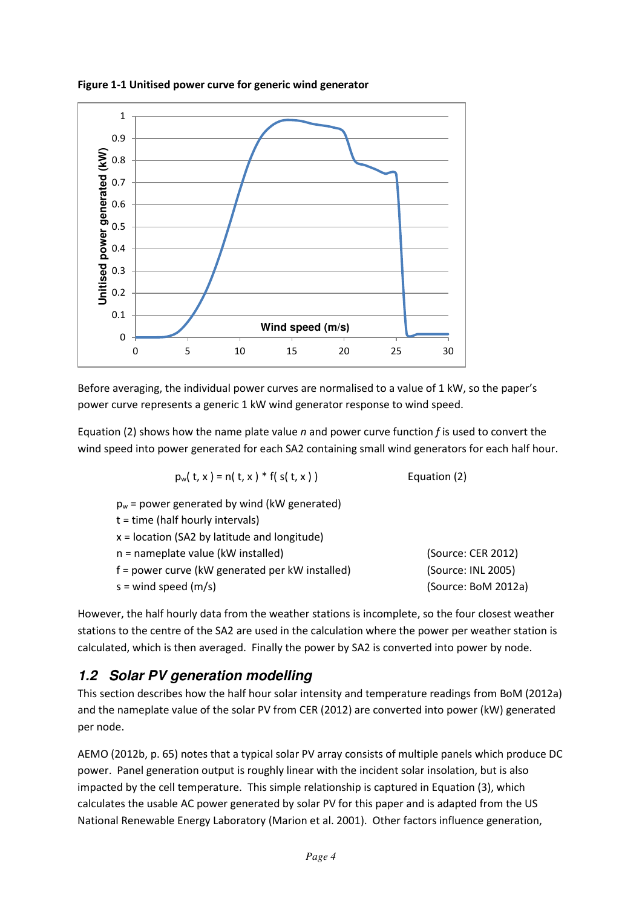**Figure 1-1 Unitised power curve for generic wind generator**

Before averaging, the individual power curves are normalised to a value of 1 kW, so the paper's power curve represents a generic 1 kW wind generator response to wind speed.

Equation (2) shows how the name plate value *n* and power curve function *f* is used to convert the wind speed into power generated for each SA2 containing small wind generators for each half hour.

$$p_w(t, x) = n(t, x) * f(s(t, x)) \qquad \text{Equation (2)}$$

$p_w$ = power generated by wind (kW generated)
t = time (half hourly intervals)
x = location (SA2 by latitude and longitude)
n = nameplate value (kW installed) (Source: CER 2012)
f = power curve (kW generated per kW installed) (Source: INL 2005)
s = wind speed (m/s) (Source: BoM 2012a)

However, the half hourly data from the weather stations is incomplete, so the four closest weather stations to the centre of the SA2 are used in the calculation where the power per weather station is calculated, which is then averaged. Finally the power by SA2 is converted into power by node.

## *1.2 Solar PV generation modelling*

This section describes how the half hour solar intensity and temperature readings from BoM (2012a) and the nameplate value of the solar PV from CER (2012) are converted into power (kW) generated per node.

AEMO (2012b, p. 65) notes that a typical solar PV array consists of multiple panels which produce DC power. Panel generation output is roughly linear with the incident solar insolation, but is also impacted by the cell temperature. This simple relationship is captured in Equation (3), which calculates the usable AC power generated by solar PV for this paper and is adapted from the US National Renewable Energy Laboratory (Marion et al. 2001). Other factors influence generation,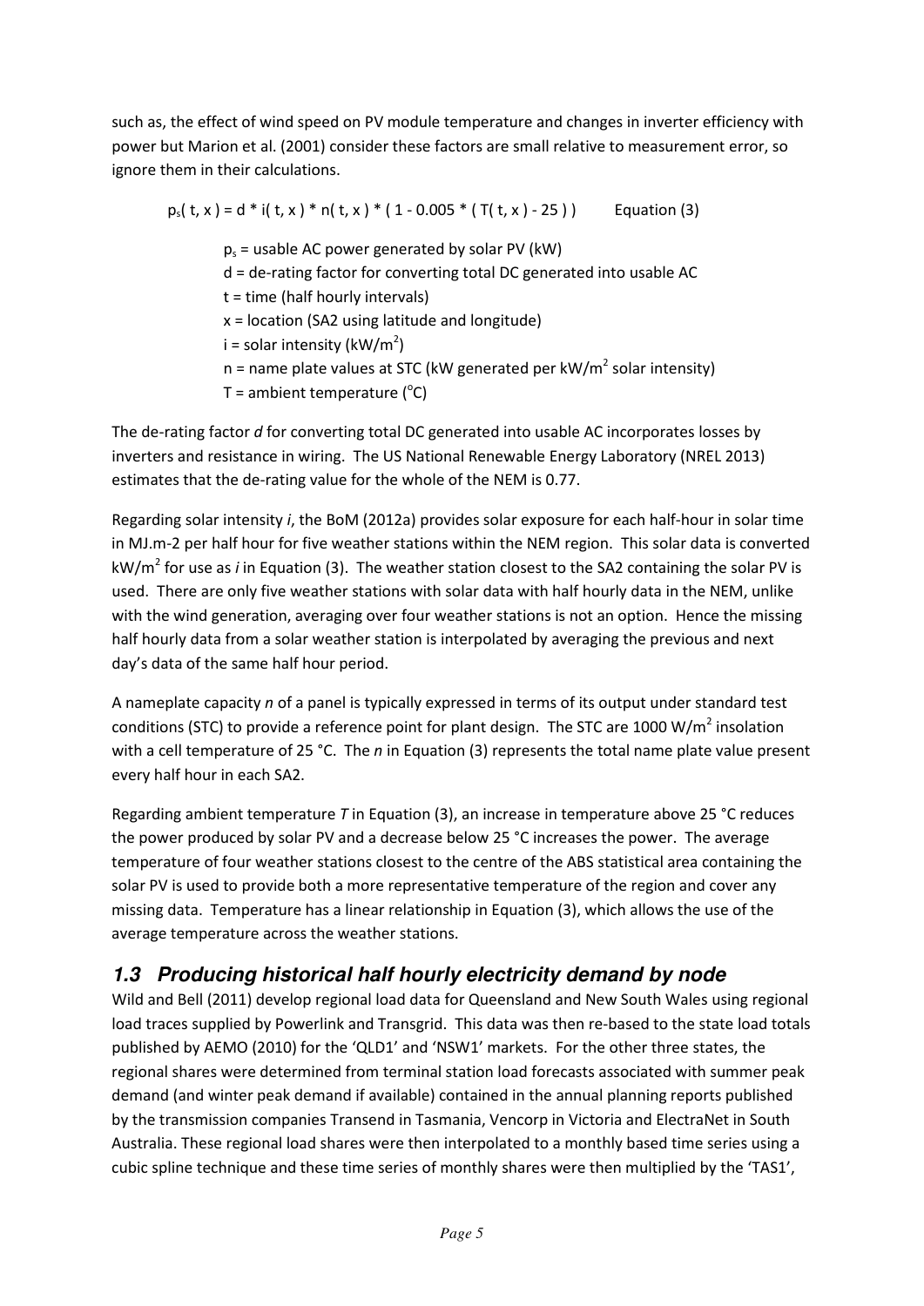such as, the effect of wind speed on PV module temperature and changes in inverter efficiency with power but Marion et al. (2001) consider these factors are small relative to measurement error, so ignore them in their calculations.

$$p_s(t, x) = d * i(t, x) * n(t, x) * (1 - 0.005 * (T(t, x) - 25)) \qquad \text{Equation (3)}$$

$p_s$ = usable AC power generated by solar PV (kW)
d = de-rating factor for converting total DC generated into usable AC
t = time (half hourly intervals)
x = location (SA2 using latitude and longitude)
i = solar intensity (kW/m$^2$)
n = name plate values at STC (kW generated per kW/m$^2$ solar intensity)
T = ambient temperature ($^{o}$C)

The de-rating factor *d* for converting total DC generated into usable AC incorporates losses by inverters and resistance in wiring. The US National Renewable Energy Laboratory (NREL 2013) estimates that the de-rating value for the whole of the NEM is 0.77.

Regarding solar intensity *i*, the BoM (2012a) provides solar exposure for each half-hour in solar time in MJ.m-2 per half hour for five weather stations within the NEM region. This solar data is converted kW/m$^2$ for use as *i* in Equation (3). The weather station closest to the SA2 containing the solar PV is used. There are only five weather stations with solar data with half hourly data in the NEM, unlike with the wind generation, averaging over four weather stations is not an option. Hence the missing half hourly data from a solar weather station is interpolated by averaging the previous and next day's data of the same half hour period.

A nameplate capacity *n* of a panel is typically expressed in terms of its output under standard test conditions (STC) to provide a reference point for plant design. The STC are 1000 W/m$^2$ insolation with a cell temperature of 25 °C. The *n* in Equation (3) represents the total name plate value present every half hour in each SA2.

Regarding ambient temperature *T* in Equation (3), an increase in temperature above 25 °C reduces the power produced by solar PV and a decrease below 25 °C increases the power. The average temperature of four weather stations closest to the centre of the ABS statistical area containing the solar PV is used to provide both a more representative temperature of the region and cover any missing data. Temperature has a linear relationship in Equation (3), which allows the use of the average temperature across the weather stations.

## *1.3 Producing historical half hourly electricity demand by node*

Wild and Bell (2011) develop regional load data for Queensland and New South Wales using regional load traces supplied by Powerlink and Transgrid. This data was then re-based to the state load totals published by AEMO (2010) for the 'QLD1' and 'NSW1' markets. For the other three states, the regional shares were determined from terminal station load forecasts associated with summer peak demand (and winter peak demand if available) contained in the annual planning reports published by the transmission companies Transend in Tasmania, Vencorp in Victoria and ElectraNet in South Australia. These regional load shares were then interpolated to a monthly based time series using a cubic spline technique and these time series of monthly shares were then multiplied by the 'TAS1',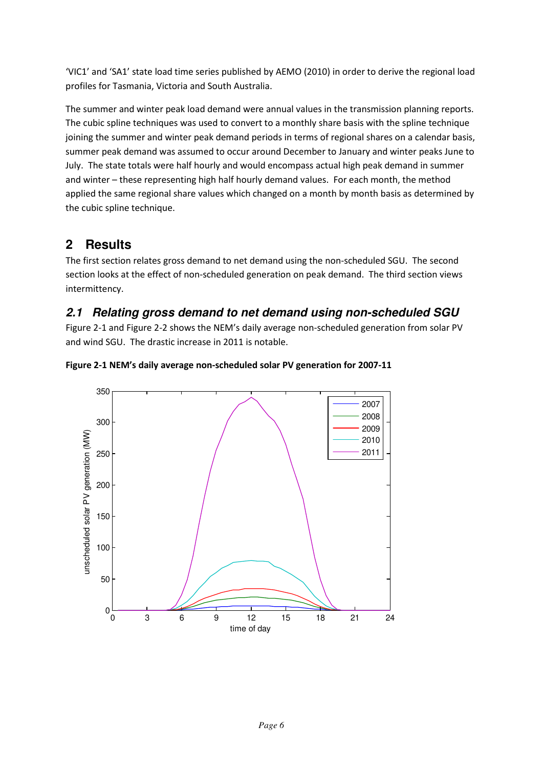'VIC1' and 'SA1' state load time series published by AEMO (2010) in order to derive the regional load profiles for Tasmania, Victoria and South Australia.

The summer and winter peak load demand were annual values in the transmission planning reports. The cubic spline techniques was used to convert to a monthly share basis with the spline technique joining the summer and winter peak demand periods in terms of regional shares on a calendar basis, summer peak demand was assumed to occur around December to January and winter peaks June to July. The state totals were half hourly and would encompass actual high peak demand in summer and winter – these representing high half hourly demand values. For each month, the method applied the same regional share values which changed on a month by month basis as determined by the cubic spline technique.

# 2 Results

The first section relates gross demand to net demand using the non-scheduled SGU. The second section looks at the effect of non-scheduled generation on peak demand. The third section views intermittency.

## *2.1 Relating gross demand to net demand using non-scheduled SGU*

Figure 2-1 and Figure 2-2 shows the NEM's daily average non-scheduled generation from solar PV and wind SGU. The drastic increase in 2011 is notable.

**Figure 2-1 NEM's daily average non-scheduled solar PV generation for 2007-11**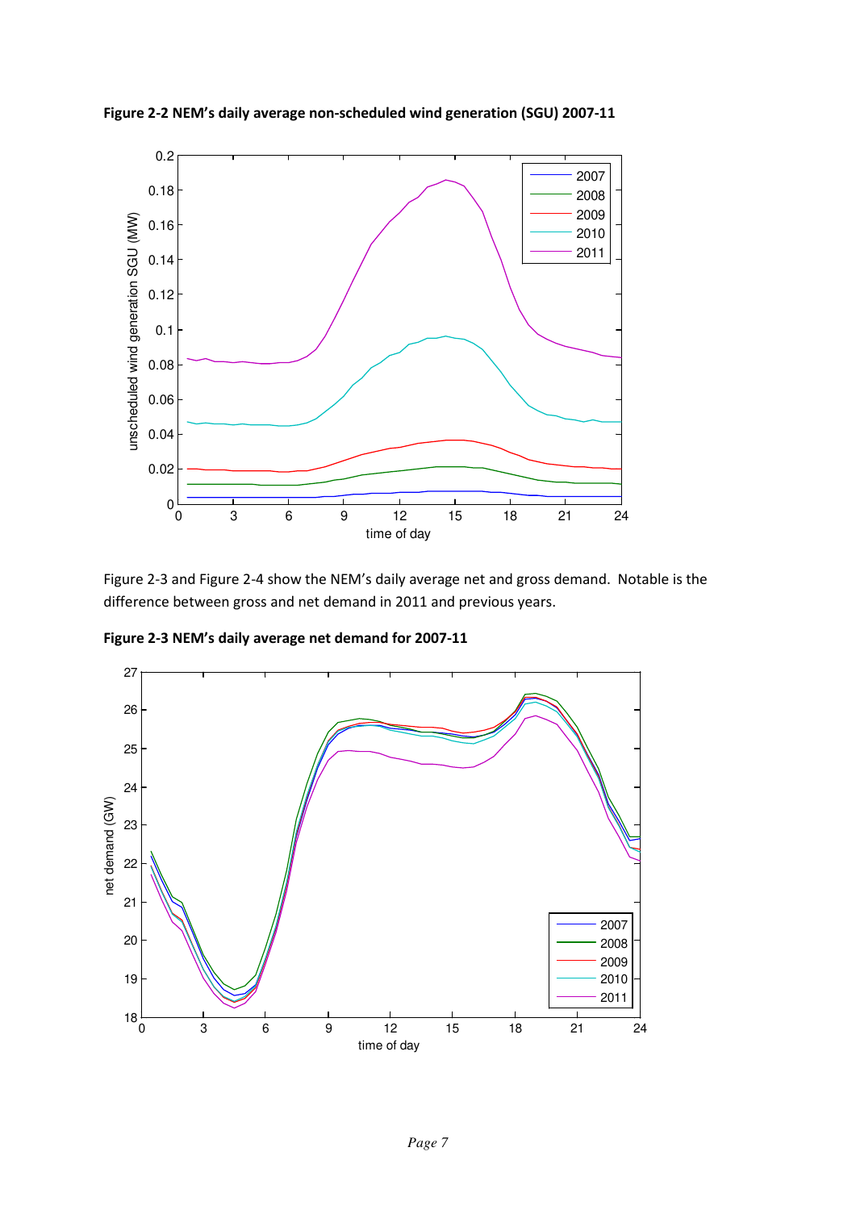**Figure 2-2 NEM's daily average non-scheduled wind generation (SGU) 2007-11**

Figure 2-3 and Figure 2-4 show the NEM's daily average net and gross demand. Notable is the difference between gross and net demand in 2011 and previous years.

**Figure 2-3 NEM's daily average net demand for 2007-11**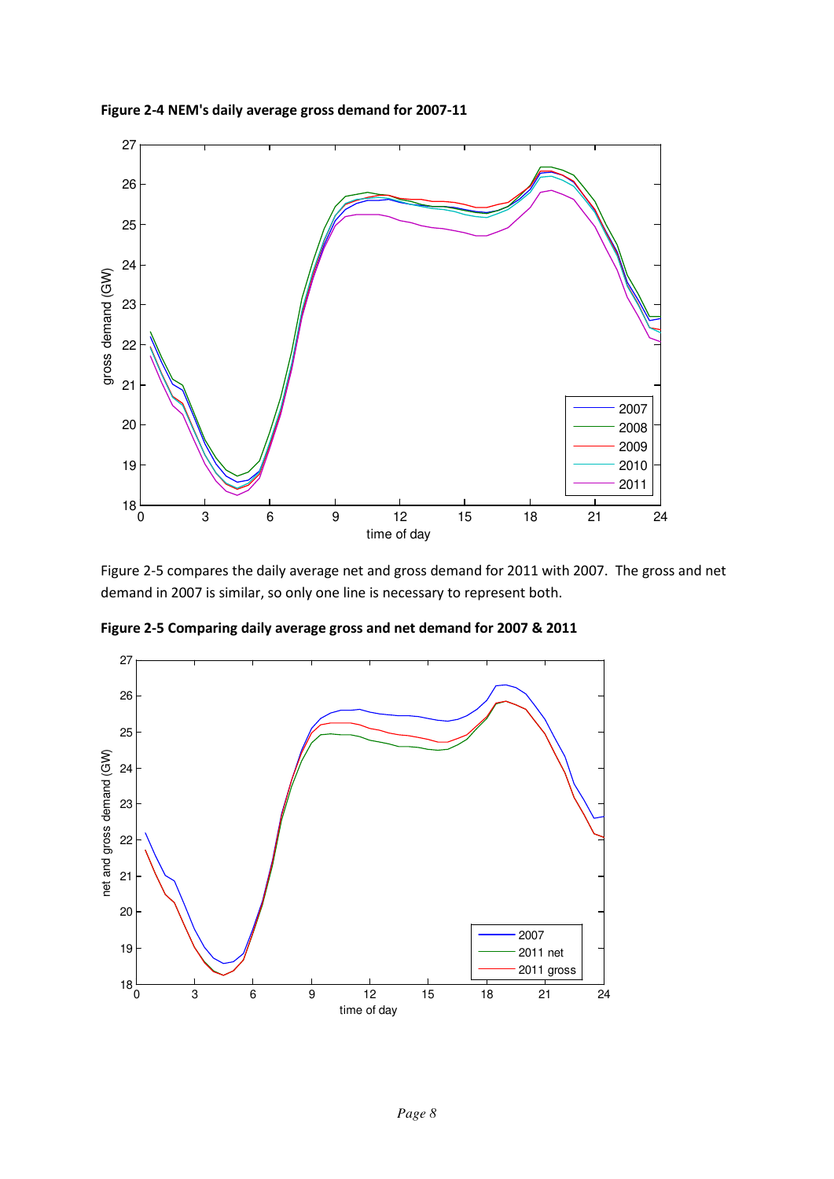**Figure 2-4 NEM's daily average gross demand for 2007-11**

Figure 2-5 compares the daily average net and gross demand for 2011 with 2007. The gross and net demand in 2007 is similar, so only one line is necessary to represent both.

**Figure 2-5 Comparing daily average gross and net demand for 2007 & 2011**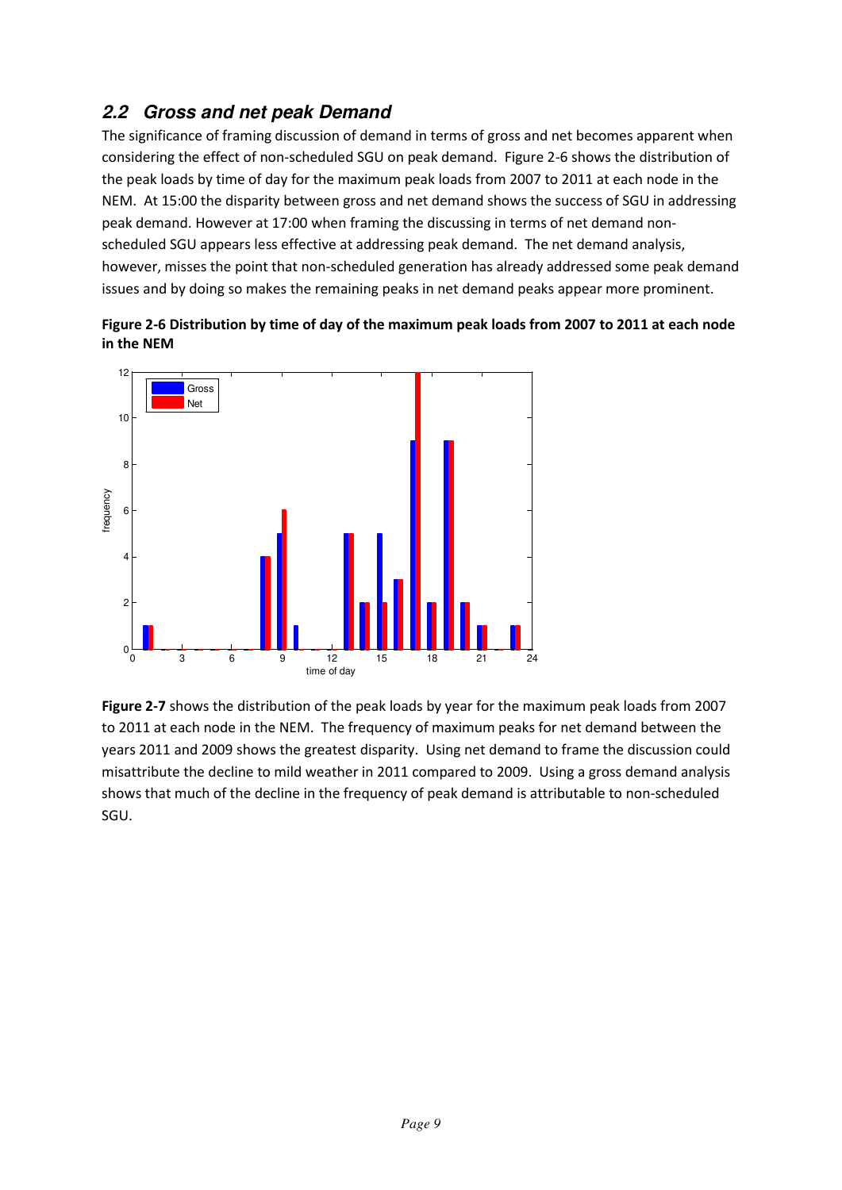## 2.2 Gross and net peak Demand

The significance of framing discussion of demand in terms of gross and net becomes apparent when considering the effect of non-scheduled SGU on peak demand. Figure 2-6 shows the distribution of the peak loads by time of day for the maximum peak loads from 2007 to 2011 at each node in the NEM. At 15:00 the disparity between gross and net demand shows the success of SGU in addressing peak demand. However at 17:00 when framing the discussing in terms of net demand non-scheduled SGU appears less effective at addressing peak demand. The net demand analysis, however, misses the point that non-scheduled generation has already addressed some peak demand issues and by doing so makes the remaining peaks in net demand peaks appear more prominent.

**Figure 2-6 Distribution by time of day of the maximum peak loads from 2007 to 2011 at each node in the NEM**

**Figure 2-7** shows the distribution of the peak loads by year for the maximum peak loads from 2007 to 2011 at each node in the NEM. The frequency of maximum peaks for net demand between the years 2011 and 2009 shows the greatest disparity. Using net demand to frame the discussion could misattribute the decline to mild weather in 2011 compared to 2009. Using a gross demand analysis shows that much of the decline in the frequency of peak demand is attributable to non-scheduled SGU.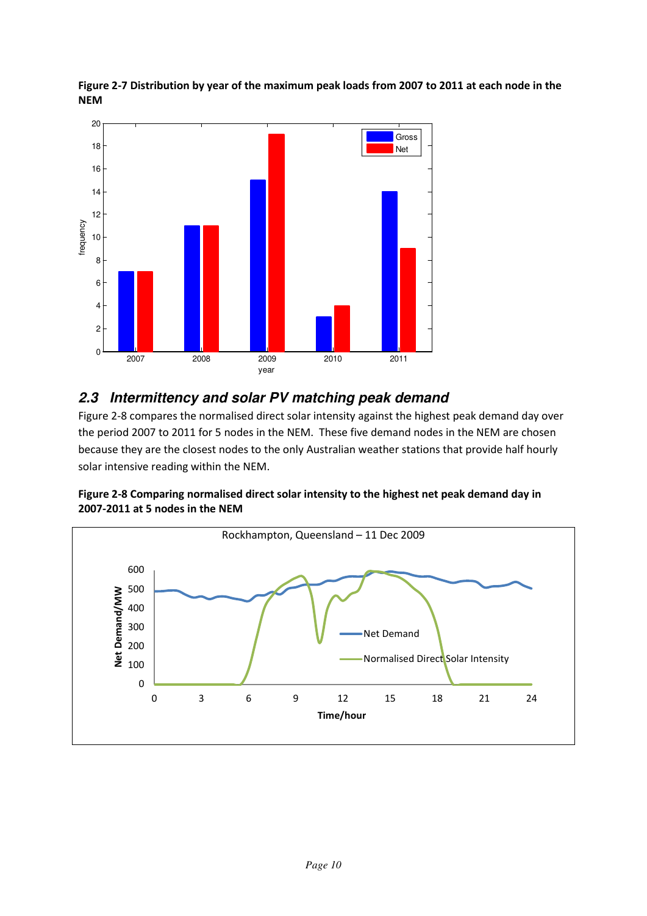**Figure 2-7 Distribution by year of the maximum peak loads from 2007 to 2011 at each node in the NEM**

## 2.3 Intermittency and solar PV matching peak demand

Figure 2-8 compares the normalised direct solar intensity against the highest peak demand day over the period 2007 to 2011 for 5 nodes in the NEM. These five demand nodes in the NEM are chosen because they are the closest nodes to the only Australian weather stations that provide half hourly solar intensive reading within the NEM.

**Figure 2-8 Comparing normalised direct solar intensity to the highest net peak demand day in 2007-2011 at 5 nodes in the NEM**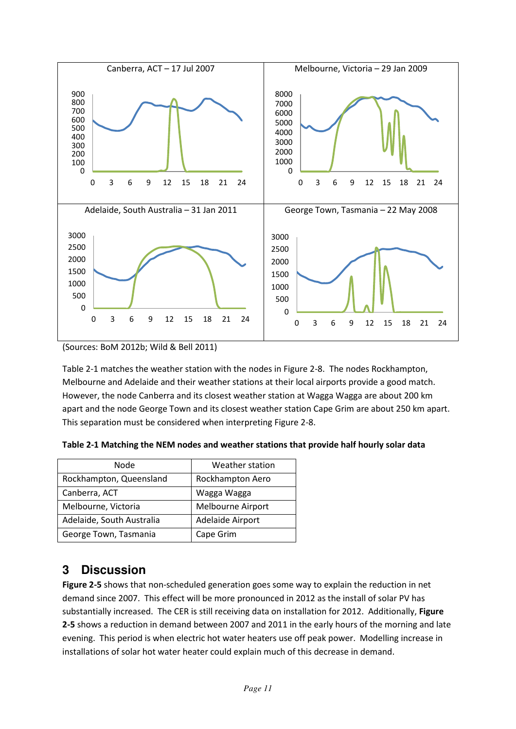(Sources: BoM 2012b; Wild & Bell 2011)

Table 2-1 matches the weather station with the nodes in Figure 2-8. The nodes Rockhampton, Melbourne and Adelaide and their weather stations at their local airports provide a good match. However, the node Canberra and its closest weather station at Wagga Wagga are about 200 km apart and the node George Town and its closest weather station Cape Grim are about 250 km apart. This separation must be considered when interpreting Figure 2-8.

**Table 2-1 Matching the NEM nodes and weather stations that provide half hourly solar data**

| Node | Weather station |
|---|---|
| Rockhampton, Queensland | Rockhampton Aero |
| Canberra, ACT | Wagga Wagga |
| Melbourne, Victoria | Melbourne Airport |
| Adelaide, South Australia | Adelaide Airport |
| George Town, Tasmania | Cape Grim |

## 3 Discussion

**Figure 2-5** shows that non-scheduled generation goes some way to explain the reduction in net demand since 2007. This effect will be more pronounced in 2012 as the install of solar PV has substantially increased. The CER is still receiving data on installation for 2012. Additionally, **Figure 2-5** shows a reduction in demand between 2007 and 2011 in the early hours of the morning and late evening. This period is when electric hot water heaters use off peak power. Modelling increase in installations of solar hot water heater could explain much of this decrease in demand.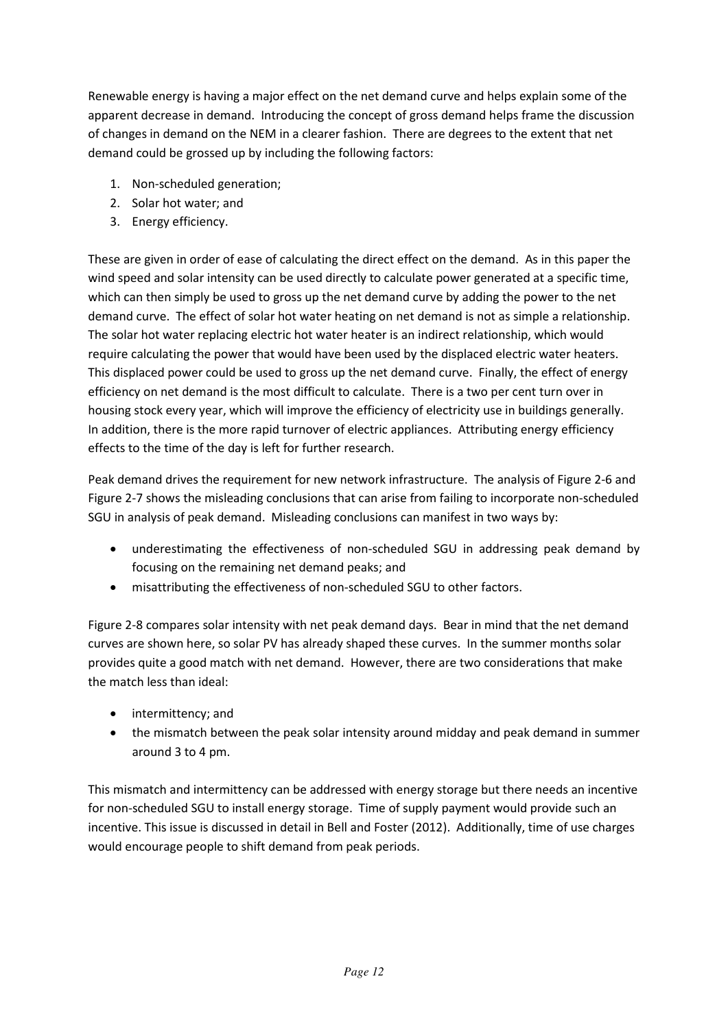Renewable energy is having a major effect on the net demand curve and helps explain some of the apparent decrease in demand. Introducing the concept of gross demand helps frame the discussion of changes in demand on the NEM in a clearer fashion. There are degrees to the extent that net demand could be grossed up by including the following factors:

1. Non-scheduled generation;
2. Solar hot water; and
3. Energy efficiency.

These are given in order of ease of calculating the direct effect on the demand. As in this paper the wind speed and solar intensity can be used directly to calculate power generated at a specific time, which can then simply be used to gross up the net demand curve by adding the power to the net demand curve. The effect of solar hot water heating on net demand is not as simple a relationship. The solar hot water replacing electric hot water heater is an indirect relationship, which would require calculating the power that would have been used by the displaced electric water heaters. This displaced power could be used to gross up the net demand curve. Finally, the effect of energy efficiency on net demand is the most difficult to calculate. There is a two per cent turn over in housing stock every year, which will improve the efficiency of electricity use in buildings generally. In addition, there is the more rapid turnover of electric appliances. Attributing energy efficiency effects to the time of the day is left for further research.

Peak demand drives the requirement for new network infrastructure. The analysis of Figure 2-6 and Figure 2-7 shows the misleading conclusions that can arise from failing to incorporate non-scheduled SGU in analysis of peak demand. Misleading conclusions can manifest in two ways by:

- underestimating the effectiveness of non-scheduled SGU in addressing peak demand by focusing on the remaining net demand peaks; and
- misattributing the effectiveness of non-scheduled SGU to other factors.

Figure 2-8 compares solar intensity with net peak demand days. Bear in mind that the net demand curves are shown here, so solar PV has already shaped these curves. In the summer months solar provides quite a good match with net demand. However, there are two considerations that make the match less than ideal:

- intermittency; and
- the mismatch between the peak solar intensity around midday and peak demand in summer around 3 to 4 pm.

This mismatch and intermittency can be addressed with energy storage but there needs an incentive for non-scheduled SGU to install energy storage. Time of supply payment would provide such an incentive. This issue is discussed in detail in Bell and Foster (2012). Additionally, time of use charges would encourage people to shift demand from peak periods.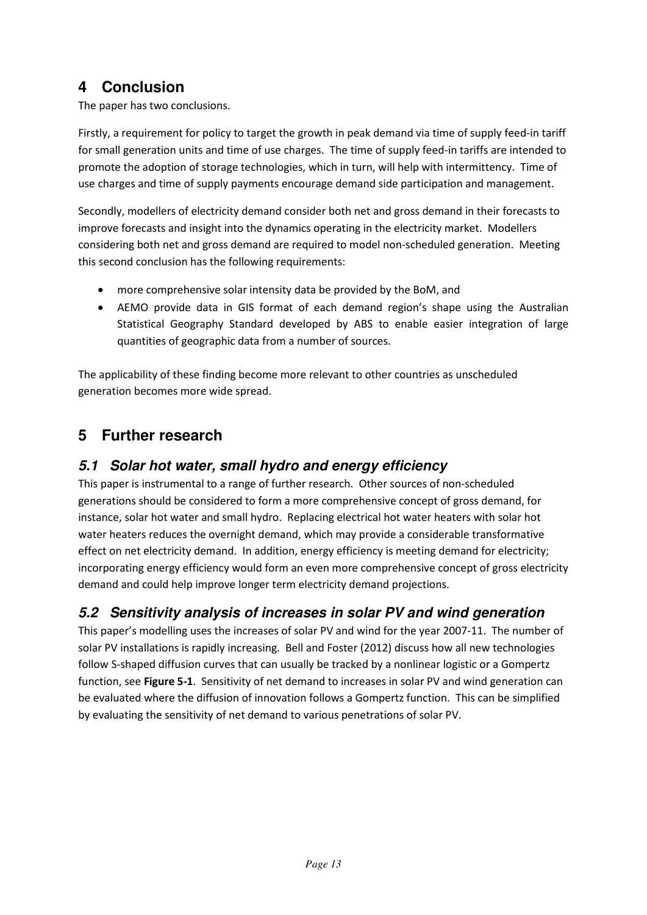# 4 Conclusion

The paper has two conclusions.

Firstly, a requirement for policy to target the growth in peak demand via time of supply feed-in tariff for small generation units and time of use charges. The time of supply feed-in tariffs are intended to promote the adoption of storage technologies, which in turn, will help with intermittency. Time of use charges and time of supply payments encourage demand side participation and management.

Secondly, modellers of electricity demand consider both net and gross demand in their forecasts to improve forecasts and insight into the dynamics operating in the electricity market. Modellers considering both net and gross demand are required to model non-scheduled generation. Meeting this second conclusion has the following requirements:

- more comprehensive solar intensity data be provided by the BoM, and
- AEMO provide data in GIS format of each demand region's shape using the Australian Statistical Geography Standard developed by ABS to enable easier integration of large quantities of geographic data from a number of sources.

The applicability of these finding become more relevant to other countries as unscheduled generation becomes more wide spread.

# 5 Further research

## *5.1 Solar hot water, small hydro and energy efficiency*

This paper is instrumental to a range of further research. Other sources of non-scheduled generations should be considered to form a more comprehensive concept of gross demand, for instance, solar hot water and small hydro. Replacing electrical hot water heaters with solar hot water heaters reduces the overnight demand, which may provide a considerable transformative effect on net electricity demand. In addition, energy efficiency is meeting demand for electricity; incorporating energy efficiency would form an even more comprehensive concept of gross electricity demand and could help improve longer term electricity demand projections.

## *5.2 Sensitivity analysis of increases in solar PV and wind generation*

This paper's modelling uses the increases of solar PV and wind for the year 2007-11. The number of solar PV installations is rapidly increasing. Bell and Foster (2012) discuss how all new technologies follow S-shaped diffusion curves that can usually be tracked by a nonlinear logistic or a Gompertz function, see **Figure 5-1**. Sensitivity of net demand to increases in solar PV and wind generation can be evaluated where the diffusion of innovation follows a Gompertz function. This can be simplified by evaluating the sensitivity of net demand to various penetrations of solar PV.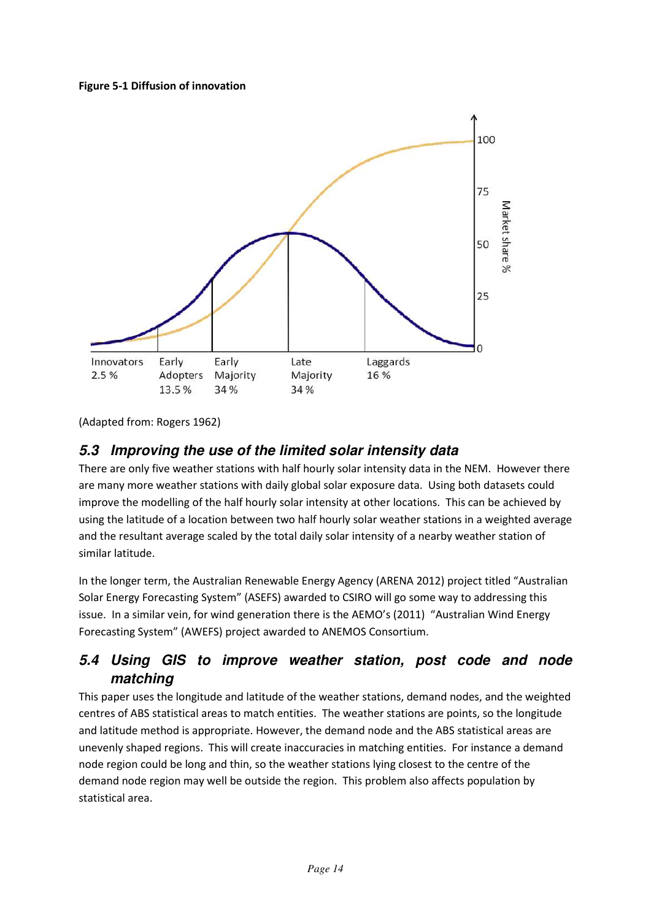**Figure 5-1 Diffusion of innovation**

(Adapted from: Rogers 1962)

## 5.3 Improving the use of the limited solar intensity data

There are only five weather stations with half hourly solar intensity data in the NEM. However there are many more weather stations with daily global solar exposure data. Using both datasets could improve the modelling of the half hourly solar intensity at other locations. This can be achieved by using the latitude of a location between two half hourly solar weather stations in a weighted average and the resultant average scaled by the total daily solar intensity of a nearby weather station of similar latitude.

In the longer term, the Australian Renewable Energy Agency (ARENA 2012) project titled "Australian Solar Energy Forecasting System" (ASEFS) awarded to CSIRO will go some way to addressing this issue. In a similar vein, for wind generation there is the AEMO's (2011) "Australian Wind Energy Forecasting System" (AWEFS) project awarded to ANEMOS Consortium.

## 5.4 Using GIS to improve weather station, post code and node matching

This paper uses the longitude and latitude of the weather stations, demand nodes, and the weighted centres of ABS statistical areas to match entities. The weather stations are points, so the longitude and latitude method is appropriate. However, the demand node and the ABS statistical areas are unevenly shaped regions. This will create inaccuracies in matching entities. For instance a demand node region could be long and thin, so the weather stations lying closest to the centre of the demand node region may well be outside the region. This problem also affects population by statistical area.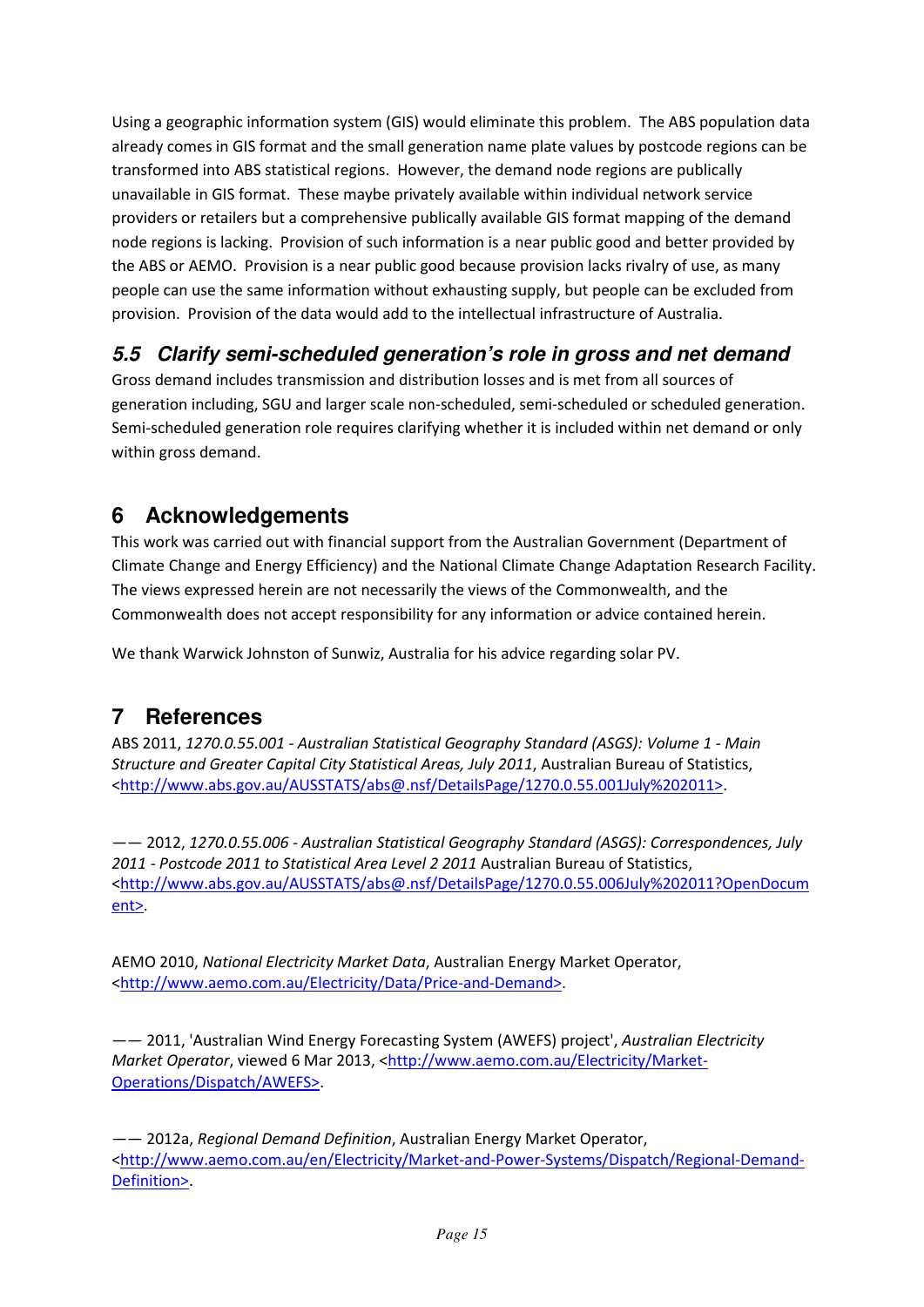Using a geographic information system (GIS) would eliminate this problem. The ABS population data already comes in GIS format and the small generation name plate values by postcode regions can be transformed into ABS statistical regions. However, the demand node regions are publically unavailable in GIS format. These maybe privately available within individual network service providers or retailers but a comprehensive publically available GIS format mapping of the demand node regions is lacking. Provision of such information is a near public good and better provided by the ABS or AEMO. Provision is a near public good because provision lacks rivalry of use, as many people can use the same information without exhausting supply, but people can be excluded from provision. Provision of the data would add to the intellectual infrastructure of Australia.

### *5.5 Clarify semi-scheduled generation's role in gross and net demand*

Gross demand includes transmission and distribution losses and is met from all sources of generation including, SGU and larger scale non-scheduled, semi-scheduled or scheduled generation. Semi-scheduled generation role requires clarifying whether it is included within net demand or only within gross demand.

## 6 Acknowledgements

This work was carried out with financial support from the Australian Government (Department of Climate Change and Energy Efficiency) and the National Climate Change Adaptation Research Facility. The views expressed herein are not necessarily the views of the Commonwealth, and the Commonwealth does not accept responsibility for any information or advice contained herein.

We thank Warwick Johnston of Sunwiz, Australia for his advice regarding solar PV.

## 7 References

ABS 2011, *1270.0.55.001 - Australian Statistical Geography Standard (ASGS): Volume 1 - Main Structure and Greater Capital City Statistical Areas, July 2011*, Australian Bureau of Statistics, <http://www.abs.gov.au/AUSSTATS/abs@.nsf/DetailsPage/1270.0.55.001July%202011>.

—— 2012, *1270.0.55.006 - Australian Statistical Geography Standard (ASGS): Correspondences, July 2011 - Postcode 2011 to Statistical Area Level 2 2011* Australian Bureau of Statistics, <http://www.abs.gov.au/AUSSTATS/abs@.nsf/DetailsPage/1270.0.55.006July%202011?OpenDocument>.

AEMO 2010, *National Electricity Market Data*, Australian Energy Market Operator, <http://www.aemo.com.au/Electricity/Data/Price-and-Demand>.

—— 2011, 'Australian Wind Energy Forecasting System (AWEFS) project', *Australian Electricity Market Operator*, viewed 6 Mar 2013, <http://www.aemo.com.au/Electricity/Market-Operations/Dispatch/AWEFS>.

—— 2012a, *Regional Demand Definition*, Australian Energy Market Operator, <http://www.aemo.com.au/en/Electricity/Market-and-Power-Systems/Dispatch/Regional-Demand-Definition>.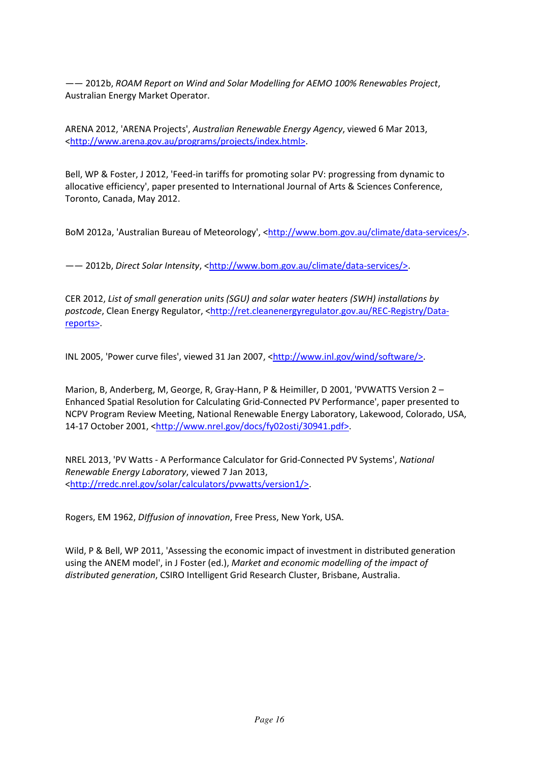—— 2012b, *ROAM Report on Wind and Solar Modelling for AEMO 100% Renewables Project*, Australian Energy Market Operator.

ARENA 2012, 'ARENA Projects', *Australian Renewable Energy Agency*, viewed 6 Mar 2013, <http://www.arena.gov.au/programs/projects/index.html>.

Bell, WP & Foster, J 2012, 'Feed-in tariffs for promoting solar PV: progressing from dynamic to allocative efficiency', paper presented to International Journal of Arts & Sciences Conference, Toronto, Canada, May 2012.

BoM 2012a, 'Australian Bureau of Meteorology', <http://www.bom.gov.au/climate/data-services/>.

—— 2012b, *Direct Solar Intensity*, <http://www.bom.gov.au/climate/data-services/>.

CER 2012, *List of small generation units (SGU) and solar water heaters (SWH) installations by postcode*, Clean Energy Regulator, <http://ret.cleanenergyregulator.gov.au/REC-Registry/Data-reports>.

INL 2005, 'Power curve files', viewed 31 Jan 2007, <http://www.inl.gov/wind/software/>.

Marion, B, Anderberg, M, George, R, Gray-Hann, P & Heimiller, D 2001, 'PVWATTS Version 2 – Enhanced Spatial Resolution for Calculating Grid-Connected PV Performance', paper presented to NCPV Program Review Meeting, National Renewable Energy Laboratory, Lakewood, Colorado, USA, 14-17 October 2001, <http://www.nrel.gov/docs/fy02osti/30941.pdf>.

NREL 2013, 'PV Watts - A Performance Calculator for Grid-Connected PV Systems', *National Renewable Energy Laboratory*, viewed 7 Jan 2013, <http://rredc.nrel.gov/solar/calculators/pvwatts/version1/>.

Rogers, EM 1962, *DIffusion of innovation*, Free Press, New York, USA.

Wild, P & Bell, WP 2011, 'Assessing the economic impact of investment in distributed generation using the ANEM model', in J Foster (ed.), *Market and economic modelling of the impact of distributed generation*, CSIRO Intelligent Grid Research Cluster, Brisbane, Australia.